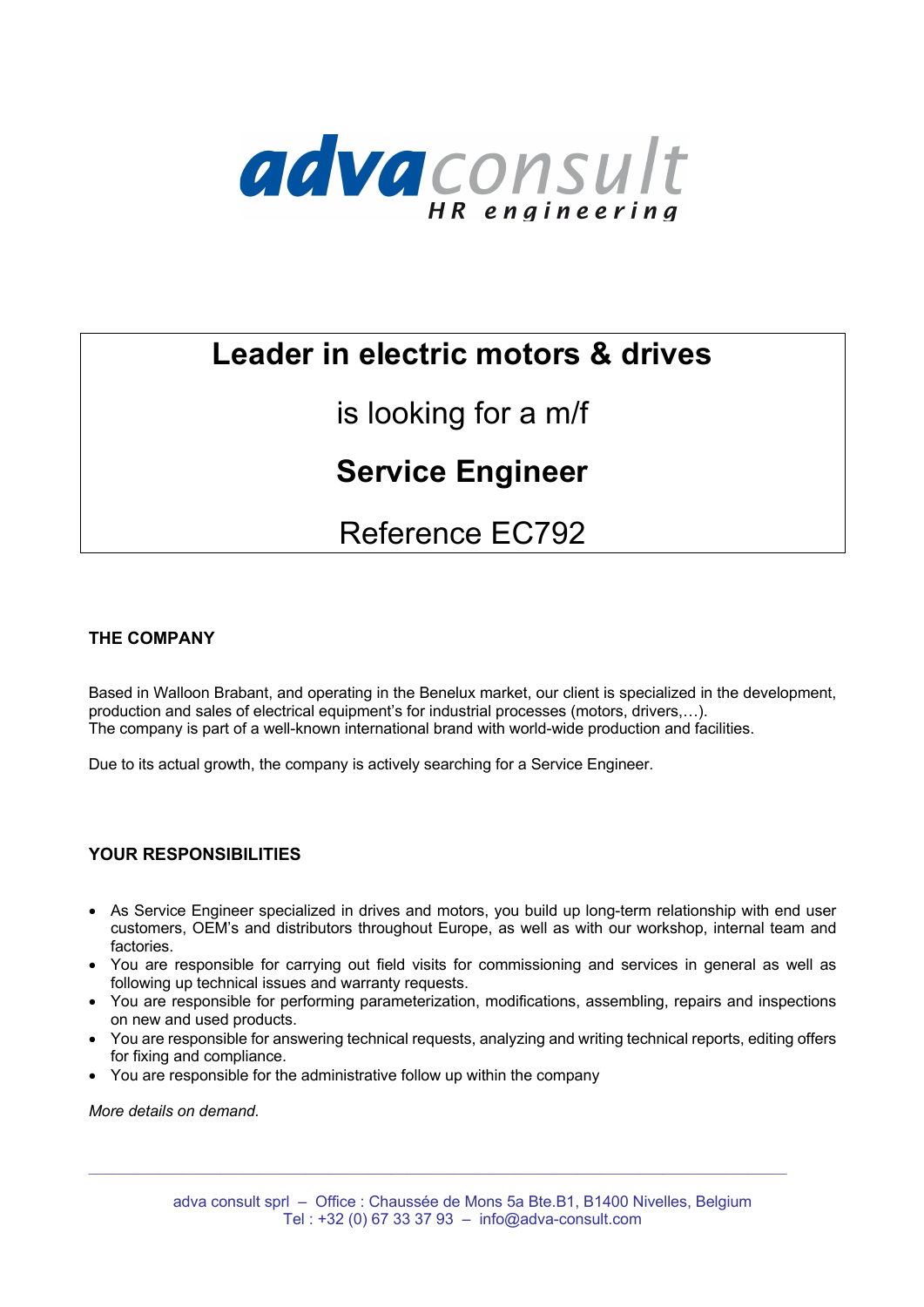adva consult
HR engineering

# Leader in electric motors & drives

is looking for a m/f

## Service Engineer

Reference EC792

### THE COMPANY

Based in Walloon Brabant, and operating in the Benelux market, our client is specialized in the development, production and sales of electrical equipment's for industrial processes (motors, drivers,…).
The company is part of a well-known international brand with world-wide production and facilities.

Due to its actual growth, the company is actively searching for a Service Engineer.

### YOUR RESPONSIBILITIES

- As Service Engineer specialized in drives and motors, you build up long-term relationship with end user customers, OEM's and distributors throughout Europe, as well as with our workshop, internal team and factories.
- You are responsible for carrying out field visits for commissioning and services in general as well as following up technical issues and warranty requests.
- You are responsible for performing parameterization, modifications, assembling, repairs and inspections on new and used products.
- You are responsible for answering technical requests, analyzing and writing technical reports, editing offers for fixing and compliance.
- You are responsible for the administrative follow up within the company

*More details on demand.*

adva consult sprl – Office : Chaussée de Mons 5a Bte.B1, B1400 Nivelles, Belgium
Tel : +32 (0) 67 33 37 93 – info@adva-consult.com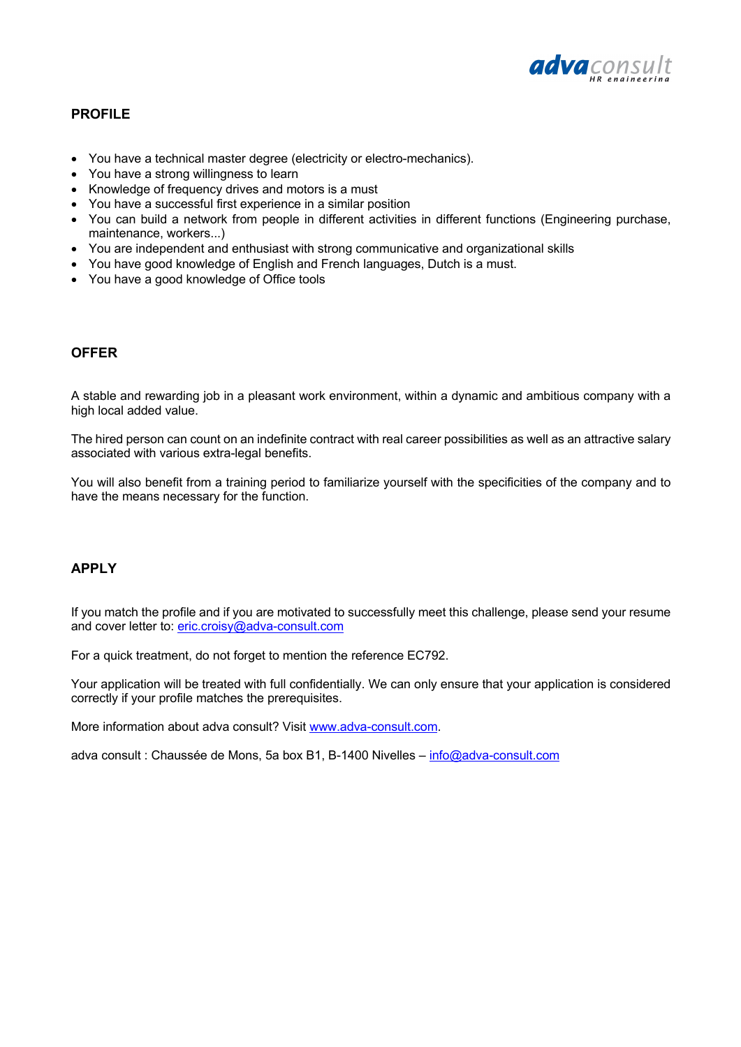## PROFILE

- You have a technical master degree (electricity or electro-mechanics).
- You have a strong willingness to learn
- Knowledge of frequency drives and motors is a must
- You have a successful first experience in a similar position
- You can build a network from people in different activities in different functions (Engineering purchase, maintenance, workers...)
- You are independent and enthusiast with strong communicative and organizational skills
- You have good knowledge of English and French languages, Dutch is a must.
- You have a good knowledge of Office tools

## OFFER

A stable and rewarding job in a pleasant work environment, within a dynamic and ambitious company with a high local added value.

The hired person can count on an indefinite contract with real career possibilities as well as an attractive salary associated with various extra-legal benefits.

You will also benefit from a training period to familiarize yourself with the specificities of the company and to have the means necessary for the function.

## APPLY

If you match the profile and if you are motivated to successfully meet this challenge, please send your resume and cover letter to: eric.croisy@adva-consult.com

For a quick treatment, do not forget to mention the reference EC792.

Your application will be treated with full confidentially. We can only ensure that your application is considered correctly if your profile matches the prerequisites.

More information about adva consult? Visit www.adva-consult.com.

adva consult : Chaussée de Mons, 5a box B1, B-1400 Nivelles – info@adva-consult.com